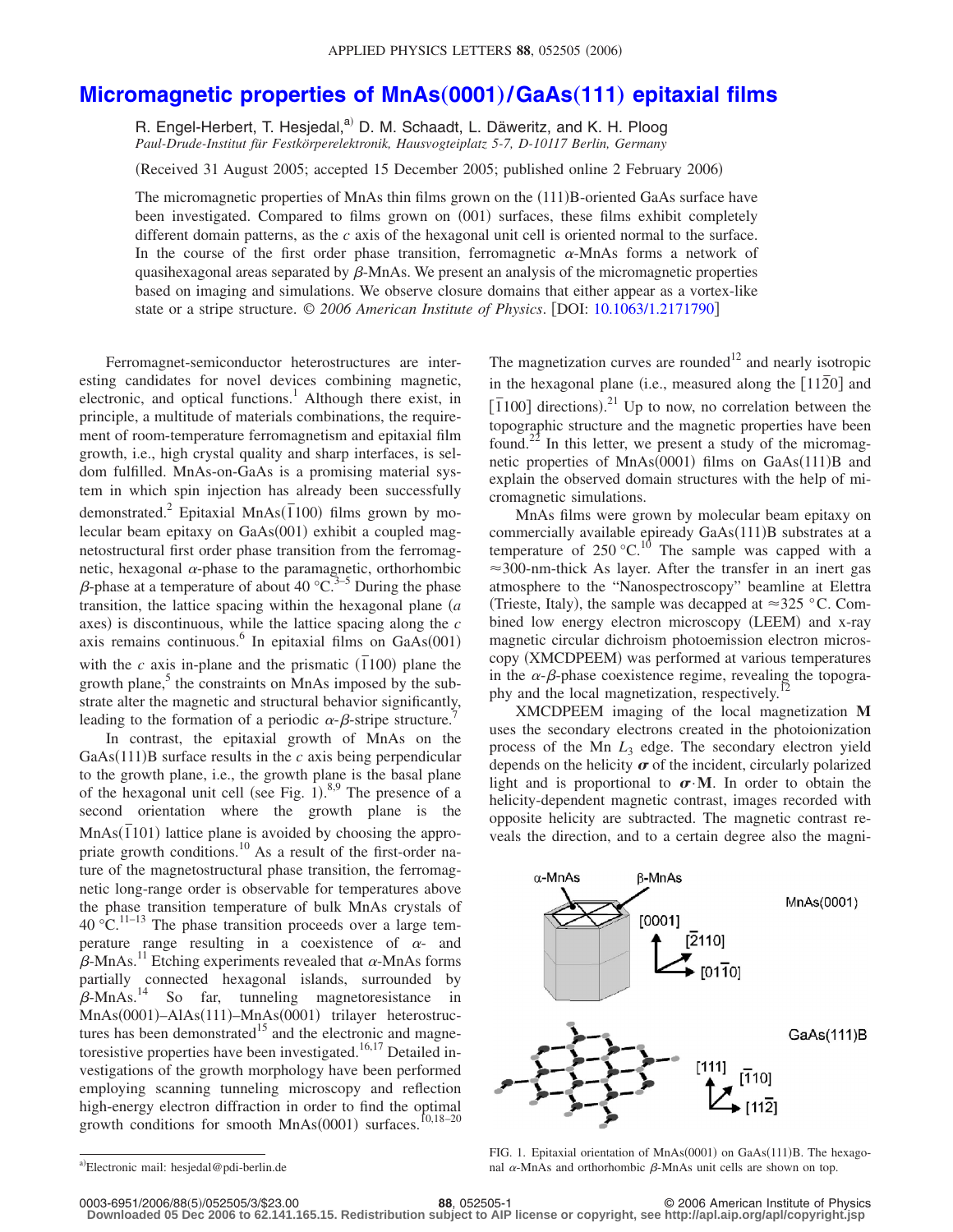# Micromagnetic properties of MnAs(0001)/GaAs(111) epitaxial films

R. Engel-Herbert, T. Hesjedal,[a] D. M. Schaadt, L. Däweritz, and K. H. Ploog

*Paul-Drude-Institut für Festkörperelektronik, Hausvogteiplatz 5-7, D-10117 Berlin, Germany*

(Received 31 August 2005; accepted 15 December 2005; published online 2 February 2006)

The micromagnetic properties of MnAs thin films grown on the (111)B-oriented GaAs surface have been investigated. Compared to films grown on (001) surfaces, these films exhibit completely different domain patterns, as the $c$ axis of the hexagonal unit cell is oriented normal to the surface. In the course of the first order phase transition, ferromagnetic $\alpha$-MnAs forms a network of quasihexagonal areas separated by $\beta$-MnAs. We present an analysis of the micromagnetic properties based on imaging and simulations. We observe closure domains that either appear as a vortex-like state or a stripe structure. © *2006 American Institute of Physics*. [DOI: 10.1063/1.2171790]

Ferromagnet-semiconductor heterostructures are interesting candidates for novel devices combining magnetic, electronic, and optical functions.[1] Although there exist, in principle, a multitude of materials combinations, the requirement of room-temperature ferromagnetism and epitaxial film growth, i.e., high crystal quality and sharp interfaces, is seldom fulfilled. MnAs-on-GaAs is a promising material system in which spin injection has already been successfully demonstrated.[2] Epitaxial MnAs($\bar{1}100$) films grown by molecular beam epitaxy on GaAs(001) exhibit a coupled magnetostructural first order phase transition from the ferromagnetic, hexagonal $\alpha$-phase to the paramagnetic, orthorhombic $\beta$-phase at a temperature of about 40 °C.[3–5] During the phase transition, the lattice spacing within the hexagonal plane ($a$ axes) is discontinuous, while the lattice spacing along the $c$ axis remains continuous.[6] In epitaxial films on GaAs(001) with the $c$ axis in-plane and the prismatic ($\bar{1}100$) plane the growth plane,[5] the constraints on MnAs imposed by the substrate alter the magnetic and structural behavior significantly, leading to the formation of a periodic $\alpha$-$\beta$-stripe structure.[7]

In contrast, the epitaxial growth of MnAs on the GaAs(111)B surface results in the $c$ axis being perpendicular to the growth plane, i.e., the growth plane is the basal plane of the hexagonal unit cell (see Fig. 1).[8,9] The presence of a second orientation where the growth plane is the MnAs($\bar{1}101$) lattice plane is avoided by choosing the appropriate growth conditions.[10] As a result of the first-order nature of the magnetostructural phase transition, the ferromagnetic long-range order is observable for temperatures above the phase transition temperature of bulk MnAs crystals of 40 °C.[11–13] The phase transition proceeds over a large temperature range resulting in a coexistence of $\alpha$- and $\beta$-MnAs.[11] Etching experiments revealed that $\alpha$-MnAs forms partially connected hexagonal islands, surrounded by $\beta$-MnAs.[14] So far, tunneling magnetoresistance in MnAs(0001)–AlAs(111)–MnAs(0001) trilayer heterostructures has been demonstrated[15] and the electronic and magnetoresistive properties have been investigated.[16,17] Detailed investigations of the growth morphology have been performed employing scanning tunneling microscopy and reflection high-energy electron diffraction in order to find the optimal growth conditions for smooth MnAs(0001) surfaces.[10,18–20] The magnetization curves are rounded[12] and nearly isotropic in the hexagonal plane (i.e., measured along the [$11\bar{2}0$] and [$\bar{1}100$] directions).[21] Up to now, no correlation between the topographic structure and the magnetic properties have been found.[22] In this letter, we present a study of the micromagnetic properties of MnAs(0001) films on GaAs(111)B and explain the observed domain structures with the help of micromagnetic simulations.

MnAs films were grown by molecular beam epitaxy on commercially available epiready GaAs(111)B substrates at a temperature of 250 °C.[10] The sample was capped with a ≈300-nm-thick As layer. After the transfer in an inert gas atmosphere to the "Nanospectroscopy" beamline at Elettra (Trieste, Italy), the sample was decapped at ≈325 °C. Combined low energy electron microscopy (LEEM) and x-ray magnetic circular dichroism photoemission electron microscopy (XMCDPEEM) was performed at various temperatures in the $\alpha$-$\beta$-phase coexistence regime, revealing the topography and the local magnetization, respectively.[12]

XMCDPEEM imaging of the local magnetization $\mathbf{M}$ uses the secondary electrons created in the photoionization process of the Mn $L_3$ edge. The secondary electron yield depends on the helicity $\boldsymbol{\sigma}$ of the incident, circularly polarized light and is proportional to $\boldsymbol{\sigma}\cdot\mathbf{M}$. In order to obtain the helicity-dependent magnetic contrast, images recorded with opposite helicity are subtracted. The magnetic contrast reveals the direction, and to a certain degree also the magni-

FIG. 1. Epitaxial orientation of MnAs(0001) on GaAs(111)B. The hexagonal $\alpha$-MnAs and orthorhombic $\beta$-MnAs unit cells are shown on top.

[a]Electronic mail: hesjedal@pdi-berlin.de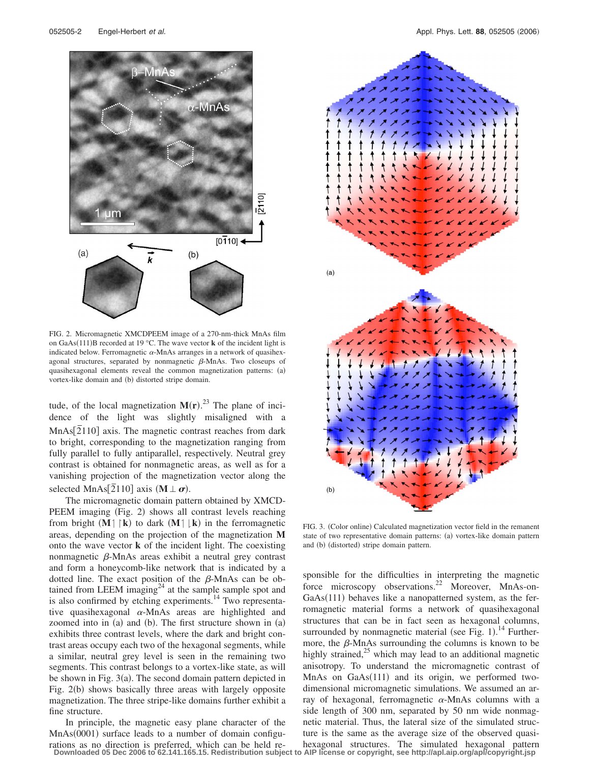FIG. 2. Micromagnetic XMCDPEEM image of a 270-nm-thick MnAs film on GaAs(111)B recorded at 19 °C. The wave vector **k** of the incident light is indicated below. Ferromagnetic $\alpha$-MnAs arranges in a network of quasihexagonal structures, separated by nonmagnetic $\beta$-MnAs. Two closeups of quasihexagonal elements reveal the common magnetization patterns: (a) vortex-like domain and (b) distorted stripe domain.

tude, of the local magnetization $\mathbf{M}(\mathbf{r})$.[23] The plane of incidence of the light was slightly misaligned with a MnAs$[\bar{2}110]$ axis. The magnetic contrast reaches from dark to bright, corresponding to the magnetization ranging from fully parallel to fully antiparallel, respectively. Neutral grey contrast is obtained for nonmagnetic areas, as well as for a vanishing projection of the magnetization vector along the selected MnAs$[\bar{2}110]$ axis ($\mathbf{M} \perp \boldsymbol{\sigma}$).

The micromagnetic domain pattern obtained by XMCD-PEEM imaging (Fig. 2) shows all contrast levels reaching from bright ($\mathbf{M}\uparrow\uparrow\mathbf{k}$) to dark ($\mathbf{M}\uparrow\downarrow\mathbf{k}$) in the ferromagnetic areas, depending on the projection of the magnetization $\mathbf{M}$ onto the wave vector $\mathbf{k}$ of the incident light. The coexisting nonmagnetic $\beta$-MnAs areas exhibit a neutral grey contrast and form a honeycomb-like network that is indicated by a dotted line. The exact position of the $\beta$-MnAs can be obtained from LEEM imaging[24] at the sample sample spot and is also confirmed by etching experiments.[14] Two representative quasihexagonal $\alpha$-MnAs areas are highlighted and zoomed into in (a) and (b). The first structure shown in (a) exhibits three contrast levels, where the dark and bright contrast areas occupy each two of the hexagonal segments, while a similar, neutral grey level is seen in the remaining two segments. This contrast belongs to a vortex-like state, as will be shown in Fig. 3(a). The second domain pattern depicted in Fig. 2(b) shows basically three areas with largely opposite magnetization. The three stripe-like domains further exhibit a fine structure.

In principle, the magnetic easy plane character of the MnAs(0001) surface leads to a number of domain configurations as no direction is preferred, which can be held responsible for the difficulties in interpreting the magnetic force microscopy observations.[22] Moreover, MnAs-on-GaAs(111) behaves like a nanopatterned system, as the ferromagnetic material forms a network of quasihexagonal structures that can be in fact seen as hexagonal columns, surrounded by nonmagnetic material (see Fig. 1).[14] Furthermore, the $\beta$-MnAs surrounding the columns is known to be highly strained,[25] which may lead to an additional magnetic anisotropy. To understand the micromagnetic contrast of MnAs on GaAs(111) and its origin, we performed two-dimensional micromagnetic simulations. We assumed an array of hexagonal, ferromagnetic $\alpha$-MnAs columns with a side length of 300 nm, separated by 50 nm wide nonmagnetic material. Thus, the lateral size of the simulated structure is the same as the average size of the observed quasihexagonal structures. The simulated hexagonal pattern

FIG. 3. (Color online) Calculated magnetization vector field in the remanent state of two representative domain patterns: (a) vortex-like domain pattern and (b) (distorted) stripe domain pattern.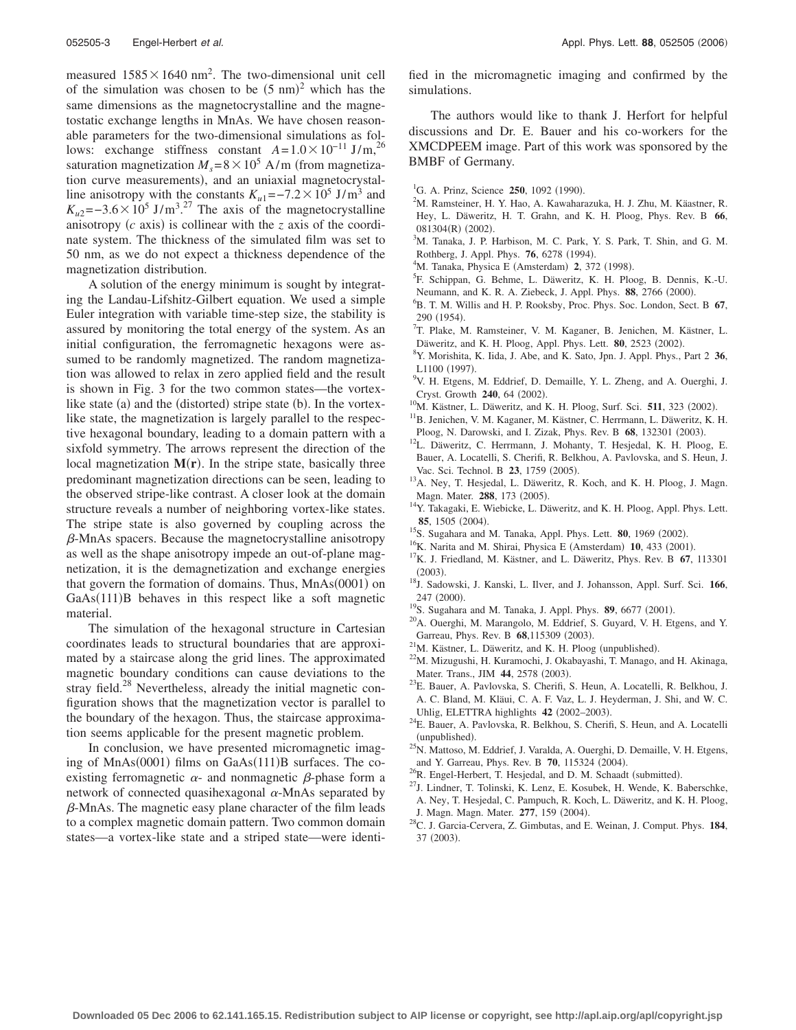measured $1585 \times 1640\ \text{nm}^2$. The two-dimensional unit cell of the simulation was chosen to be $(5\ \text{nm})^2$ which has the same dimensions as the magnetocrystalline and the magnetostatic exchange lengths in MnAs. We have chosen reasonable parameters for the two-dimensional simulations as follows: exchange stiffness constant $A = 1.0 \times 10^{-11}\ \text{J/m}$,[26] saturation magnetization $M_s = 8 \times 10^5\ \text{A/m}$ (from magnetization curve measurements), and an uniaxial magnetocrystalline anisotropy with the constants $K_{u1} = -7.2 \times 10^5\ \text{J/m}^3$ and $K_{u2} = -3.6 \times 10^5\ \text{J/m}^3$.[27] The axis of the magnetocrystalline anisotropy ($c$ axis) is collinear with the $z$ axis of the coordinate system. The thickness of the simulated film was set to 50 nm, as we do not expect a thickness dependence of the magnetization distribution.

A solution of the energy minimum is sought by integrating the Landau-Lifshitz-Gilbert equation. We used a simple Euler integration with variable time-step size, the stability is assured by monitoring the total energy of the system. As an initial configuration, the ferromagnetic hexagons were assumed to be randomly magnetized. The random magnetization was allowed to relax in zero applied field and the result is shown in Fig. 3 for the two common states—the vortex-like state (a) and the (distorted) stripe state (b). In the vortex-like state, the magnetization is largely parallel to the respective hexagonal boundary, leading to a domain pattern with a sixfold symmetry. The arrows represent the direction of the local magnetization $\mathbf{M}(\mathbf{r})$. In the stripe state, basically three predominant magnetization directions can be seen, leading to the observed stripe-like contrast. A closer look at the domain structure reveals a number of neighboring vortex-like states. The stripe state is also governed by coupling across the $\beta$-MnAs spacers. Because the magnetocrystalline anisotropy as well as the shape anisotropy impede an out-of-plane magnetization, it is the demagnetization and exchange energies that govern the formation of domains. Thus, MnAs(0001) on GaAs(111)B behaves in this respect like a soft magnetic material.

The simulation of the hexagonal structure in Cartesian coordinates leads to structural boundaries that are approximated by a staircase along the grid lines. The approximated magnetic boundary conditions can cause deviations to the stray field.[28] Nevertheless, already the initial magnetic configuration shows that the magnetization vector is parallel to the boundary of the hexagon. Thus, the staircase approximation seems applicable for the present magnetic problem.

In conclusion, we have presented micromagnetic imaging of MnAs(0001) films on GaAs(111)B surfaces. The coexisting ferromagnetic $\alpha$- and nonmagnetic $\beta$-phase form a network of connected quasihexagonal $\alpha$-MnAs separated by $\beta$-MnAs. The magnetic easy plane character of the film leads to a complex magnetic domain pattern. Two common domain states—a vortex-like state and a striped state—were identified in the micromagnetic imaging and confirmed by the simulations.

The authors would like to thank J. Herfort for helpful discussions and Dr. E. Bauer and his co-workers for the XMCDPEEM image. Part of this work was sponsored by the BMBF of Germany.

[1] G. A. Prinz, Science **250**, 1092 (1990).
[2] M. Ramsteiner, H. Y. Hao, A. Kawaharazuka, H. J. Zhu, M. Käastner, R. Hey, L. Däweritz, H. T. Grahn, and K. H. Ploog, Phys. Rev. B **66**, 081304(R) (2002).
[3] M. Tanaka, J. P. Harbison, M. C. Park, Y. S. Park, T. Shin, and G. M. Rothberg, J. Appl. Phys. **76**, 6278 (1994).
[4] M. Tanaka, Physica E (Amsterdam) **2**, 372 (1998).
[5] F. Schippan, G. Behme, L. Däweritz, K. H. Ploog, B. Dennis, K.-U. Neumann, and K. R. A. Ziebeck, J. Appl. Phys. **88**, 2766 (2000).
[6] B. T. M. Willis and H. P. Rooksby, Proc. Phys. Soc. London, Sect. B **67**, 290 (1954).
[7] T. Plake, M. Ramsteiner, V. M. Kaganer, B. Jenichen, M. Kästner, L. Däweritz, and K. H. Ploog, Appl. Phys. Lett. **80**, 2523 (2002).
[8] Y. Morishita, K. Iida, J. Abe, and K. Sato, Jpn. J. Appl. Phys., Part 2 **36**, L1100 (1997).
[9] V. H. Etgens, M. Eddrief, D. Demaille, Y. L. Zheng, and A. Ouerghi, J. Cryst. Growth **240**, 64 (2002).
[10] M. Kästner, L. Däweritz, and K. H. Ploog, Surf. Sci. **511**, 323 (2002).
[11] B. Jenichen, V. M. Kaganer, M. Kästner, C. Herrmann, L. Däweritz, K. H. Ploog, N. Darowski, and I. Zizak, Phys. Rev. B **68**, 132301 (2003).
[12] L. Däweritz, C. Herrmann, J. Mohanty, T. Hesjedal, K. H. Ploog, E. Bauer, A. Locatelli, S. Cherifi, R. Belkhou, A. Pavlovska, and S. Heun, J. Vac. Sci. Technol. B **23**, 1759 (2005).
[13] A. Ney, T. Hesjedal, L. Däweritz, R. Koch, and K. H. Ploog, J. Magn. Magn. Mater. **288**, 173 (2005).
[14] Y. Takagaki, E. Wiebicke, L. Däweritz, and K. H. Ploog, Appl. Phys. Lett. **85**, 1505 (2004).
[15] S. Sugahara and M. Tanaka, Appl. Phys. Lett. **80**, 1969 (2002).
[16] K. Narita and M. Shirai, Physica E (Amsterdam) **10**, 433 (2001).
[17] K. J. Friedland, M. Kästner, and L. Däweritz, Phys. Rev. B **67**, 113301 (2003).
[18] J. Sadowski, J. Kanski, L. Ilver, and J. Johansson, Appl. Surf. Sci. **166**, 247 (2000).
[19] S. Sugahara and M. Tanaka, J. Appl. Phys. **89**, 6677 (2001).
[20] A. Ouerghi, M. Marangolo, M. Eddrief, S. Guyard, V. H. Etgens, and Y. Garreau, Phys. Rev. B **68**,115309 (2003).
[21] M. Kästner, L. Däweritz, and K. H. Ploog (unpublished).
[22] M. Mizugushi, H. Kuramochi, J. Okabayashi, T. Manago, and H. Akinaga, Mater. Trans., JIM **44**, 2578 (2003).
[23] E. Bauer, A. Pavlovska, S. Cherifi, S. Heun, A. Locatelli, R. Belkhou, J. A. C. Bland, M. Kläui, C. A. F. Vaz, L. J. Heyderman, J. Shi, and W. C. Uhlig, ELETTRA highlights **42** (2002–2003).
[24] E. Bauer, A. Pavlovska, R. Belkhou, S. Cherifi, S. Heun, and A. Locatelli (unpublished).
[25] N. Mattoso, M. Eddrief, J. Varalda, A. Ouerghi, D. Demaille, V. H. Etgens, and Y. Garreau, Phys. Rev. B **70**, 115324 (2004).
[26] R. Engel-Herbert, T. Hesjedal, and D. M. Schaadt (submitted).
[27] J. Lindner, T. Tolinski, K. Lenz, E. Kosubek, H. Wende, K. Baberschke, A. Ney, T. Hesjedal, C. Pampuch, R. Koch, L. Däweritz, and K. H. Ploog, J. Magn. Magn. Mater. **277**, 159 (2004).
[28] C. J. Garcia-Cervera, Z. Gimbutas, and E. Weinan, J. Comput. Phys. **184**, 37 (2003).